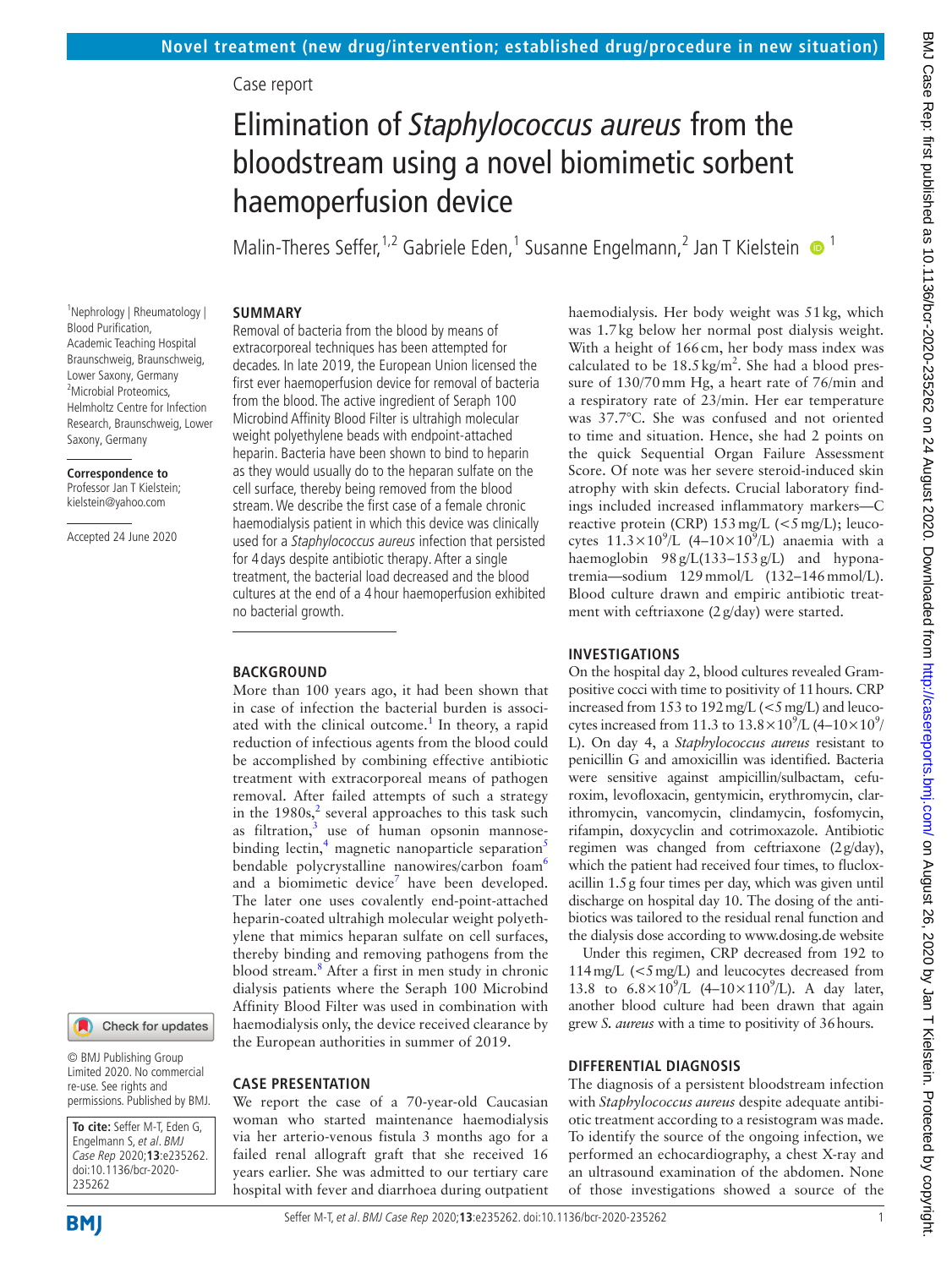Novel treatment (new drug/intervention; established drug/procedure in new situation)

Case report

# Elimination of *Staphylococcus aureus* from the bloodstream using a novel biomimetic sorbent haemoperfusion device

Malin-Theres Seffer,[1,2] Gabriele Eden,[1] Susanne Engelmann,[2] Jan T Kielstein [1]

[1]Nephrology | Rheumatology | Blood Purification, Academic Teaching Hospital Braunschweig, Braunschweig, Lower Saxony, Germany
[2]Microbial Proteomics, Helmholtz Centre for Infection Research, Braunschweig, Lower Saxony, Germany

**Correspondence to**
Professor Jan T Kielstein; kielstein@yahoo.com

Accepted 24 June 2020

© BMJ Publishing Group Limited 2020. No commercial re-use. See rights and permissions. Published by BMJ.

**To cite:** Seffer M-T, Eden G, Engelmann S, *et al. BMJ Case Rep* 2020;**13**:e235262. doi:10.1136/bcr-2020-235262

## SUMMARY

Removal of bacteria from the blood by means of extracorporeal techniques has been attempted for decades. In late 2019, the European Union licensed the first ever haemoperfusion device for removal of bacteria from the blood. The active ingredient of Seraph 100 Microbind Affinity Blood Filter is ultrahigh molecular weight polyethylene beads with endpoint-attached heparin. Bacteria have been shown to bind to heparin as they would usually do to the heparan sulfate on the cell surface, thereby being removed from the blood stream. We describe the first case of a female chronic haemodialysis patient in which this device was clinically used for a *Staphylococcus aureus* infection that persisted for 4 days despite antibiotic therapy. After a single treatment, the bacterial load decreased and the blood cultures at the end of a 4 hour haemoperfusion exhibited no bacterial growth.

## BACKGROUND

More than 100 years ago, it had been shown that in case of infection the bacterial burden is associated with the clinical outcome.[1] In theory, a rapid reduction of infectious agents from the blood could be accomplished by combining effective antibiotic treatment with extracorporeal means of pathogen removal. After failed attempts of such a strategy in the 1980s,[2] several approaches to this task such as filtration,[3] use of human opsonin mannose-binding lectin,[4] magnetic nanoparticle separation[5] bendable polycrystalline nanowires/carbon foam[6] and a biomimetic device[7] have been developed. The later one uses covalently end-point-attached heparin-coated ultrahigh molecular weight polyethylene that mimics heparan sulfate on cell surfaces, thereby binding and removing pathogens from the blood stream.[8] After a first in men study in chronic dialysis patients where the Seraph 100 Microbind Affinity Blood Filter was used in combination with haemodialysis only, the device received clearance by the European authorities in summer of 2019.

## CASE PRESENTATION

We report the case of a 70-year-old Caucasian woman who started maintenance haemodialysis via her arterio-venous fistula 3 months ago for a failed renal allograft graft that she received 16 years earlier. She was admitted to our tertiary care hospital with fever and diarrhoea during outpatient haemodialysis. Her body weight was 51 kg, which was 1.7 kg below her normal post dialysis weight. With a height of 166 cm, her body mass index was calculated to be 18.5 kg/m$^2$. She had a blood pressure of 130/70 mm Hg, a heart rate of 76/min and a respiratory rate of 23/min. Her ear temperature was 37.7°C. She was confused and not oriented to time and situation. Hence, she had 2 points on the quick Sequential Organ Failure Assessment Score. Of note was her severe steroid-induced skin atrophy with skin defects. Crucial laboratory findings included increased inflammatory markers—C reactive protein (CRP) 153 mg/L (<5 mg/L); leucocytes $11.3\times10^9$/L ($4–10\times10^9$/L) anaemia with a haemoglobin 98 g/L(133–153 g/L) and hyponatremia—sodium 129 mmol/L (132–146 mmol/L). Blood culture drawn and empiric antibiotic treatment with ceftriaxone (2 g/day) were started.

## INVESTIGATIONS

On the hospital day 2, blood cultures revealed Gram-positive cocci with time to positivity of 11 hours. CRP increased from 153 to 192 mg/L (<5 mg/L) and leucocytes increased from 11.3 to $13.8\times10^9$/L ($4–10\times10^9$/L). On day 4, a *Staphylococcus aureus* resistant to penicillin G and amoxicillin was identified. Bacteria were sensitive against ampicillin/sulbactam, cefuroxim, levofloxacin, gentymicin, erythromycin, clarithromycin, vancomycin, clindamycin, fosfomycin, rifampin, doxycyclin and cotrimoxazole. Antibiotic regimen was changed from ceftriaxone (2 g/day), which the patient had received four times, to flucloxacillin 1.5 g four times per day, which was given until discharge on hospital day 10. The dosing of the antibiotics was tailored to the residual renal function and the dialysis dose according to www.dosing.de website

Under this regimen, CRP decreased from 192 to 114 mg/L (<5 mg/L) and leucocytes decreased from 13.8 to $6.8\times10^9$/L ($4–10\times110^9$/L). A day later, another blood culture had been drawn that again grew *S. aureus* with a time to positivity of 36 hours.

## DIFFERENTIAL DIAGNOSIS

The diagnosis of a persistent bloodstream infection with *Staphylococcus aureus* despite adequate antibiotic treatment according to a resistogram was made. To identify the source of the ongoing infection, we performed an echocardiography, a chest X-ray and an ultrasound examination of the abdomen. None of those investigations showed a source of the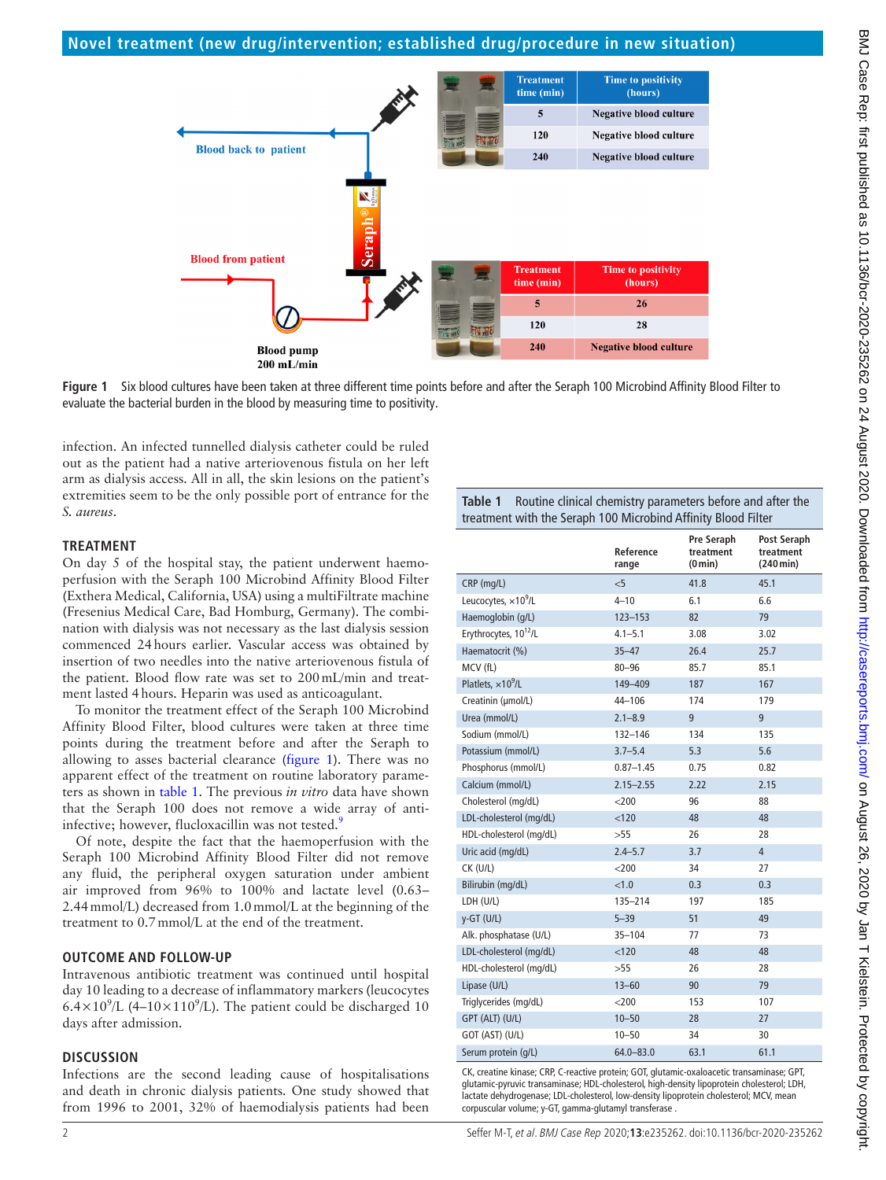Figure 1 Six blood cultures have been taken at three different time points before and after the Seraph 100 Microbind Affinity Blood Filter to evaluate the bacterial burden in the blood by measuring time to positivity.

infection. An infected tunnelled dialysis catheter could be ruled out as the patient had a native arteriovenous fistula on her left arm as dialysis access. All in all, the skin lesions on the patient's extremities seem to be the only possible port of entrance for the *S. aureus*.

## TREATMENT

On day 5 of the hospital stay, the patient underwent haemoperfusion with the Seraph 100 Microbind Affinity Blood Filter (Exthera Medical, California, USA) using a multiFiltrate machine (Fresenius Medical Care, Bad Homburg, Germany). The combination with dialysis was not necessary as the last dialysis session commenced 24 hours earlier. Vascular access was obtained by insertion of two needles into the native arteriovenous fistula of the patient. Blood flow rate was set to 200 mL/min and treatment lasted 4 hours. Heparin was used as anticoagulant.

To monitor the treatment effect of the Seraph 100 Microbind Affinity Blood Filter, blood cultures were taken at three time points during the treatment before and after the Seraph to allowing to asses bacterial clearance (figure 1). There was no apparent effect of the treatment on routine laboratory parameters as shown in table 1. The previous *in vitro* data have shown that the Seraph 100 does not remove a wide array of anti-infective; however, flucloxacillin was not tested.[9]

Of note, despite the fact that the haemoperfusion with the Seraph 100 Microbind Affinity Blood Filter did not remove any fluid, the peripheral oxygen saturation under ambient air improved from 96% to 100% and lactate level (0.63–2.44 mmol/L) decreased from 1.0 mmol/L at the beginning of the treatment to 0.7 mmol/L at the end of the treatment.

## OUTCOME AND FOLLOW-UP

Intravenous antibiotic treatment was continued until hospital day 10 leading to a decrease of inflammatory markers (leucocytes $6.4\times10^9$/L ($4–10\times110^9$/L). The patient could be discharged 10 days after admission.

## DISCUSSION

Infections are the second leading cause of hospitalisations and death in chronic dialysis patients. One study showed that from 1996 to 2001, 32% of haemodialysis patients had been

**Table 1** Routine clinical chemistry parameters before and after the treatment with the Seraph 100 Microbind Affinity Blood Filter

| | Reference range | Pre Seraph treatment (0 min) | Post Seraph treatment (240 min) |
|---|---|---|---|
| CRP (mg/L) | <5 | 41.8 | 45.1 |
| Leucocytes, $\times10^9$/L | 4–10 | 6.1 | 6.6 |
| Haemoglobin (g/L) | 123–153 | 82 | 79 |
| Erythrocytes, $10^{12}$/L | 4.1–5.1 | 3.08 | 3.02 |
| Haematocrit (%) | 35–47 | 26.4 | 25.7 |
| MCV (fL) | 80–96 | 85.7 | 85.1 |
| Platlets, $\times10^9$/L | 149–409 | 187 | 167 |
| Creatinin (µmol/L) | 44–106 | 174 | 179 |
| Urea (mmol/L) | 2.1–8.9 | 9 | 9 |
| Sodium (mmol/L) | 132–146 | 134 | 135 |
| Potassium (mmol/L) | 3.7–5.4 | 5.3 | 5.6 |
| Phosphorus (mmol/L) | 0.87–1.45 | 0.75 | 0.82 |
| Calcium (mmol/L) | 2.15–2.55 | 2.22 | 2.15 |
| Cholesterol (mg/dL) | <200 | 96 | 88 |
| LDL-cholesterol (mg/dL) | <120 | 48 | 48 |
| HDL-cholesterol (mg/dL) | >55 | 26 | 28 |
| Uric acid (mg/dL) | 2.4–5.7 | 3.7 | 4 |
| CK (U/L) | <200 | 34 | 27 |
| Bilirubin (mg/dL) | <1.0 | 0.3 | 0.3 |
| LDH (U/L) | 135–214 | 197 | 185 |
| y-GT (U/L) | 5–39 | 51 | 49 |
| Alk. phosphatase (U/L) | 35–104 | 77 | 73 |
| LDL-cholesterol (mg/dL) | <120 | 48 | 48 |
| HDL-cholesterol (mg/dL) | >55 | 26 | 28 |
| Lipase (U/L) | 13–60 | 90 | 79 |
| Triglycerides (mg/dL) | <200 | 153 | 107 |
| GPT (ALT) (U/L) | 10–50 | 28 | 27 |
| GOT (AST) (U/L) | 10–50 | 34 | 30 |
| Serum protein (g/L) | 64.0–83.0 | 63.1 | 61.1 |

CK, creatine kinase; CRP, C-reactive protein; GOT, glutamic-oxaloacetic transaminase; GPT, glutamic-pyruvic transaminase; HDL-cholesterol, high-density lipoprotein cholesterol; LDH, lactate dehydrogenase; LDL-cholesterol, low-density lipoprotein cholesterol; MCV, mean corpuscular volume; y-GT, gamma-glutamyl transferase .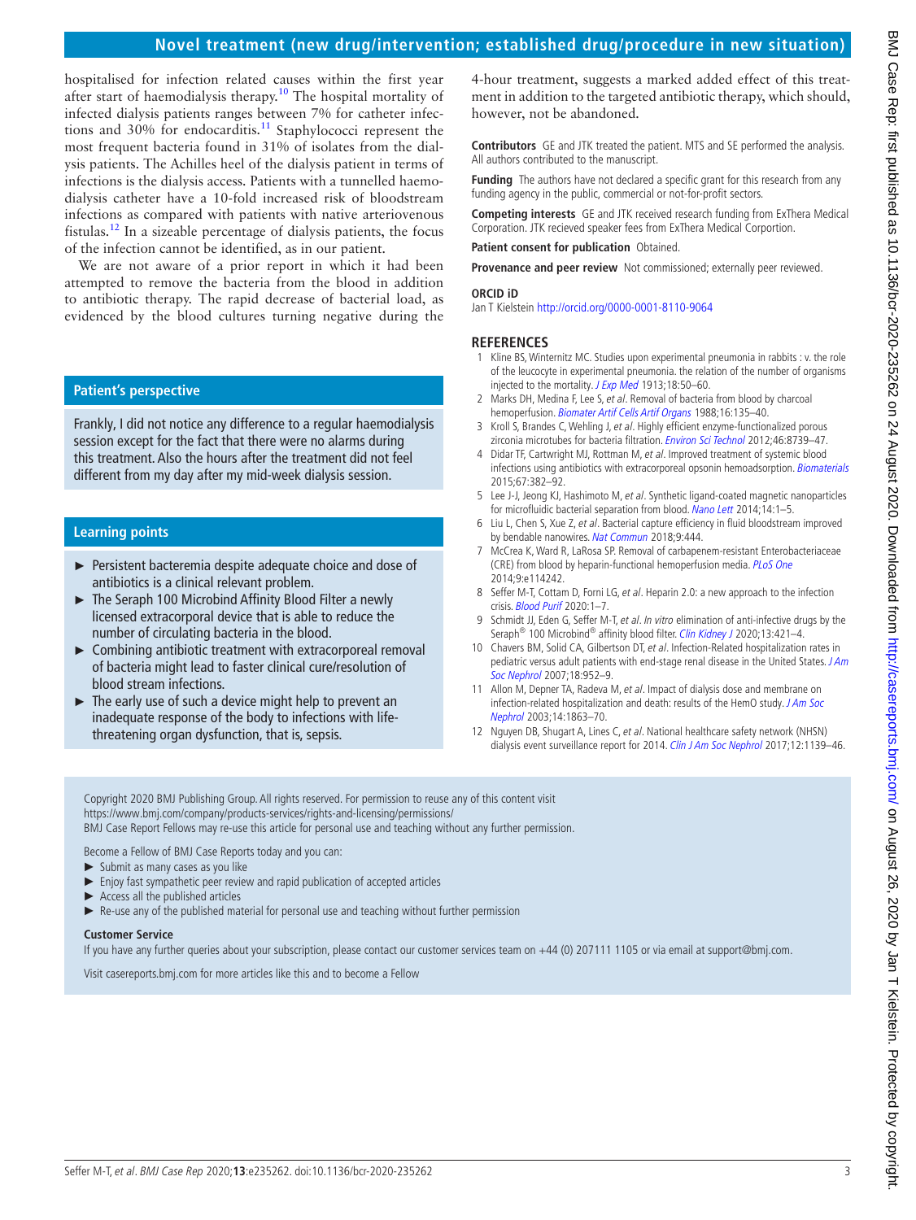hospitalised for infection related causes within the first year after start of haemodialysis therapy.[10] The hospital mortality of infected dialysis patients ranges between 7% for catheter infections and 30% for endocarditis.[11] Staphylococci represent the most frequent bacteria found in 31% of isolates from the dialysis patients. The Achilles heel of the dialysis patient in terms of infections is the dialysis access. Patients with a tunnelled haemodialysis catheter have a 10-fold increased risk of bloodstream infections as compared with patients with native arteriovenous fistulas.[12] In a sizeable percentage of dialysis patients, the focus of the infection cannot be identified, as in our patient.

We are not aware of a prior report in which it had been attempted to remove the bacteria from the blood in addition to antibiotic therapy. The rapid decrease of bacterial load, as evidenced by the blood cultures turning negative during the 4-hour treatment, suggests a marked added effect of this treatment in addition to the targeted antibiotic therapy, which should, however, not be abandoned.

### Patient's perspective

Frankly, I did not notice any difference to a regular haemodialysis session except for the fact that there were no alarms during this treatment. Also the hours after the treatment did not feel different from my day after my mid-week dialysis session.

### Learning points

- Persistent bacteremia despite adequate choice and dose of antibiotics is a clinical relevant problem.
- The Seraph 100 Microbind Affinity Blood Filter a newly licensed extracorporeal device that is able to reduce the number of circulating bacteria in the blood.
- Combining antibiotic treatment with extracorporeal removal of bacteria might lead to faster clinical cure/resolution of blood stream infections.
- The early use of such a device might help to prevent an inadequate response of the body to infections with life-threatening organ dysfunction, that is, sepsis.

**Contributors** GE and JTK treated the patient. MTS and SE performed the analysis. All authors contributed to the manuscript.

**Funding** The authors have not declared a specific grant for this research from any funding agency in the public, commercial or not-for-profit sectors.

**Competing interests** GE and JTK received research funding from ExThera Medical Corporation. JTK recieved speaker fees from ExThera Medical Corportion.

**Patient consent for publication** Obtained.

**Provenance and peer review** Not commissioned; externally peer reviewed.

**ORCID iD**

Jan T Kielstein http://orcid.org/0000-0001-8110-9064

## REFERENCES

1. Kline BS, Winternitz MC. Studies upon experimental pneumonia in rabbits : v. the role of the leucocyte in experimental pneumonia. the relation of the number of organisms injected to the mortality. *J Exp Med* 1913;18:50–60.
2. Marks DH, Medina F, Lee S, *et al*. Removal of bacteria from blood by charcoal hemoperfusion. *Biomater Artif Cells Artif Organs* 1988;16:135–40.
3. Kroll S, Brandes C, Wehling J, *et al*. Highly efficient enzyme-functionalized porous zirconia microtubes for bacteria filtration. *Environ Sci Technol* 2012;46:8739–47.
4. Didar TF, Cartwright MJ, Rottman M, *et al*. Improved treatment of systemic blood infections using antibiotics with extracorporeal opsonin hemoadsorption. *Biomaterials* 2015;67:382–92.
5. Lee J-J, Jeong KJ, Hashimoto M, *et al*. Synthetic ligand-coated magnetic nanoparticles for microfluidic bacterial separation from blood. *Nano Lett* 2014;14:1–5.
6. Liu L, Chen S, Xue Z, *et al*. Bacterial capture efficiency in fluid bloodstream improved by bendable nanowires. *Nat Commun* 2018;9:444.
7. McCrea K, Ward R, LaRosa SP. Removal of carbapenem-resistant Enterobacteriaceae (CRE) from blood by heparin-functional hemoperfusion media. *PLoS One* 2014;9:e114242.
8. Seffer M-T, Cottam D, Forni LG, *et al*. Heparin 2.0: a new approach to the infection crisis. *Blood Purif* 2020:1–7.
9. Schmidt JJ, Eden G, Seffer M-T, *et al*. *In vitro* elimination of anti-infective drugs by the Seraph® 100 Microbind® affinity blood filter. *Clin Kidney J* 2020;13:421–4.
10. Chavers BM, Solid CA, Gilbertson DT, *et al*. Infection-Related hospitalization rates in pediatric versus adult patients with end-stage renal disease in the United States. *J Am Soc Nephrol* 2007;18:952–9.
11. Allon M, Depner TA, Radeva M, *et al*. Impact of dialysis dose and membrane on infection-related hospitalization and death: results of the HemO study. *J Am Soc Nephrol* 2003;14:1863–70.
12. Nguyen DB, Shugart A, Lines C, *et al*. National healthcare safety network (NHSN) dialysis event surveillance report for 2014. *Clin J Am Soc Nephrol* 2017;12:1139–46.

Copyright 2020 BMJ Publishing Group. All rights reserved. For permission to reuse any of this content visit
https://www.bmj.com/company/products-services/rights-and-licensing/permissions/
BMJ Case Report Fellows may re-use this article for personal use and teaching without any further permission.

Become a Fellow of BMJ Case Reports today and you can:

- Submit as many cases as you like
- Enjoy fast sympathetic peer review and rapid publication of accepted articles
- Access all the published articles
- Re-use any of the published material for personal use and teaching without further permission

**Customer Service**

If you have any further queries about your subscription, please contact our customer services team on +44 (0) 207111 1105 or via email at support@bmj.com.

Visit casereports.bmj.com for more articles like this and to become a Fellow